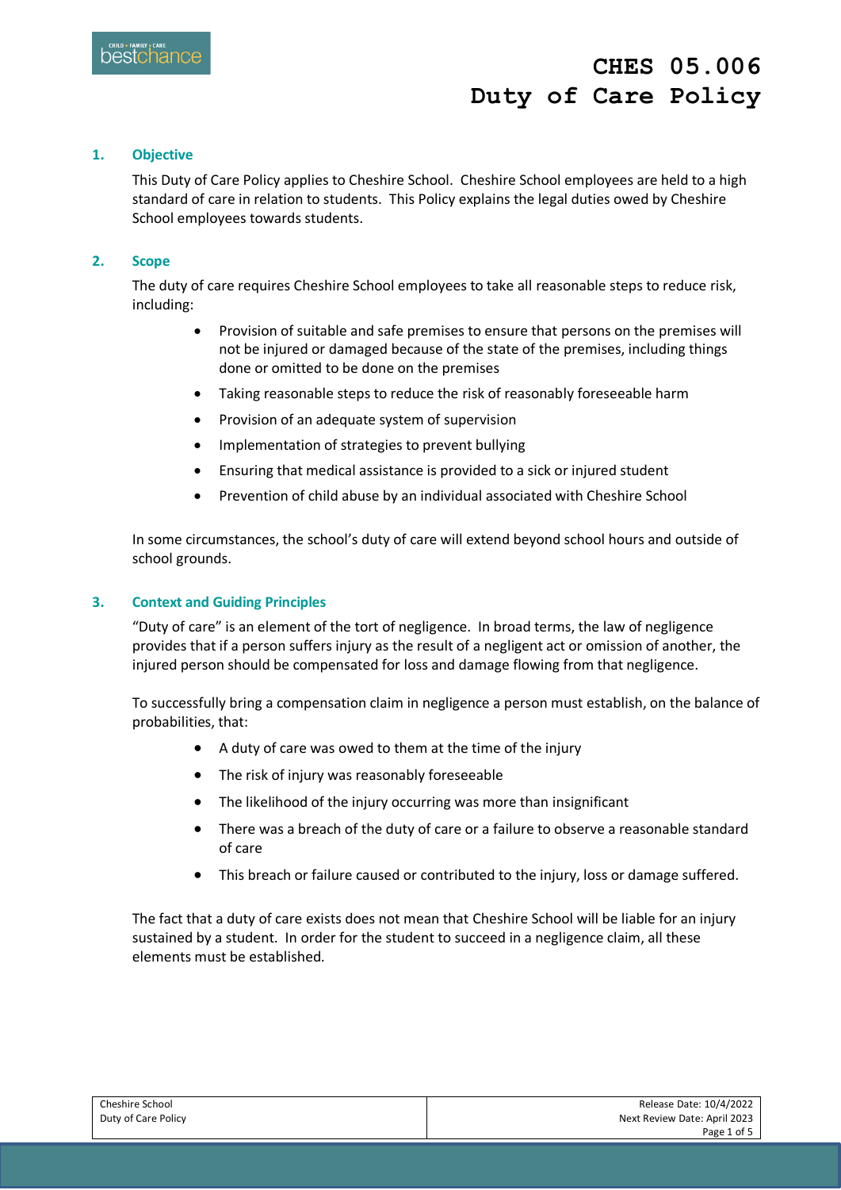# CHES 05.006 Duty of Care Policy

## 1. Objective

This Duty of Care Policy applies to Cheshire School. Cheshire School employees are held to a high standard of care in relation to students. This Policy explains the legal duties owed by Cheshire School employees towards students.

## 2. Scope

The duty of care requires Cheshire School employees to take all reasonable steps to reduce risk, including:

- Provision of suitable and safe premises to ensure that persons on the premises will not be injured or damaged because of the state of the premises, including things done or omitted to be done on the premises
- Taking reasonable steps to reduce the risk of reasonably foreseeable harm
- Provision of an adequate system of supervision
- Implementation of strategies to prevent bullying
- Ensuring that medical assistance is provided to a sick or injured student
- Prevention of child abuse by an individual associated with Cheshire School

In some circumstances, the school's duty of care will extend beyond school hours and outside of school grounds.

## 3. Context and Guiding Principles

"Duty of care" is an element of the tort of negligence. In broad terms, the law of negligence provides that if a person suffers injury as the result of a negligent act or omission of another, the injured person should be compensated for loss and damage flowing from that negligence.

To successfully bring a compensation claim in negligence a person must establish, on the balance of probabilities, that:

- A duty of care was owed to them at the time of the injury
- The risk of injury was reasonably foreseeable
- The likelihood of the injury occurring was more than insignificant
- There was a breach of the duty of care or a failure to observe a reasonable standard of care
- This breach or failure caused or contributed to the injury, loss or damage suffered.

The fact that a duty of care exists does not mean that Cheshire School will be liable for an injury sustained by a student. In order for the student to succeed in a negligence claim, all these elements must be established.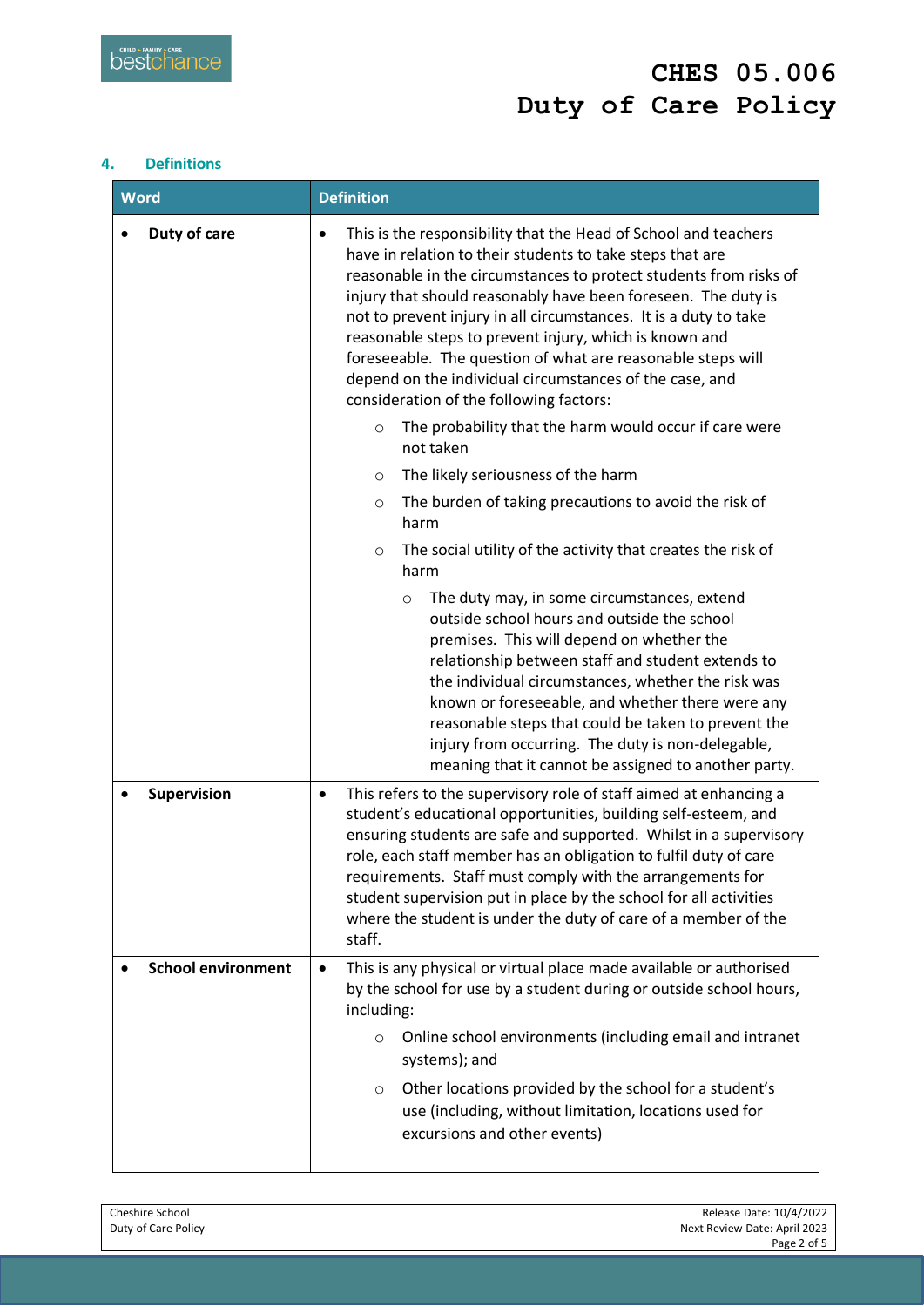## 4. Definitions

| Word | Definition |
|---|---|
| • **Duty of care** | • This is the responsibility that the Head of School and teachers have in relation to their students to take steps that are reasonable in the circumstances to protect students from risks of injury that should reasonably have been foreseen. The duty is not to prevent injury in all circumstances. It is a duty to take reasonable steps to prevent injury, which is known and foreseeable. The question of what are reasonable steps will depend on the individual circumstances of the case, and consideration of the following factors:<br>○ The probability that the harm would occur if care were not taken<br>○ The likely seriousness of the harm<br>○ The burden of taking precautions to avoid the risk of harm<br>○ The social utility of the activity that creates the risk of harm<br>○ The duty may, in some circumstances, extend outside school hours and outside the school premises. This will depend on whether the relationship between staff and student extends to the individual circumstances, whether the risk was known or foreseeable, and whether there were any reasonable steps that could be taken to prevent the injury from occurring. The duty is non-delegable, meaning that it cannot be assigned to another party. |
| • **Supervision** | • This refers to the supervisory role of staff aimed at enhancing a student's educational opportunities, building self-esteem, and ensuring students are safe and supported. Whilst in a supervisory role, each staff member has an obligation to fulfil duty of care requirements. Staff must comply with the arrangements for student supervision put in place by the school for all activities where the student is under the duty of care of a member of the staff. |
| • **School environment** | • This is any physical or virtual place made available or authorised by the school for use by a student during or outside school hours, including:<br>○ Online school environments (including email and intranet systems); and<br>○ Other locations provided by the school for a student's use (including, without limitation, locations used for excursions and other events) |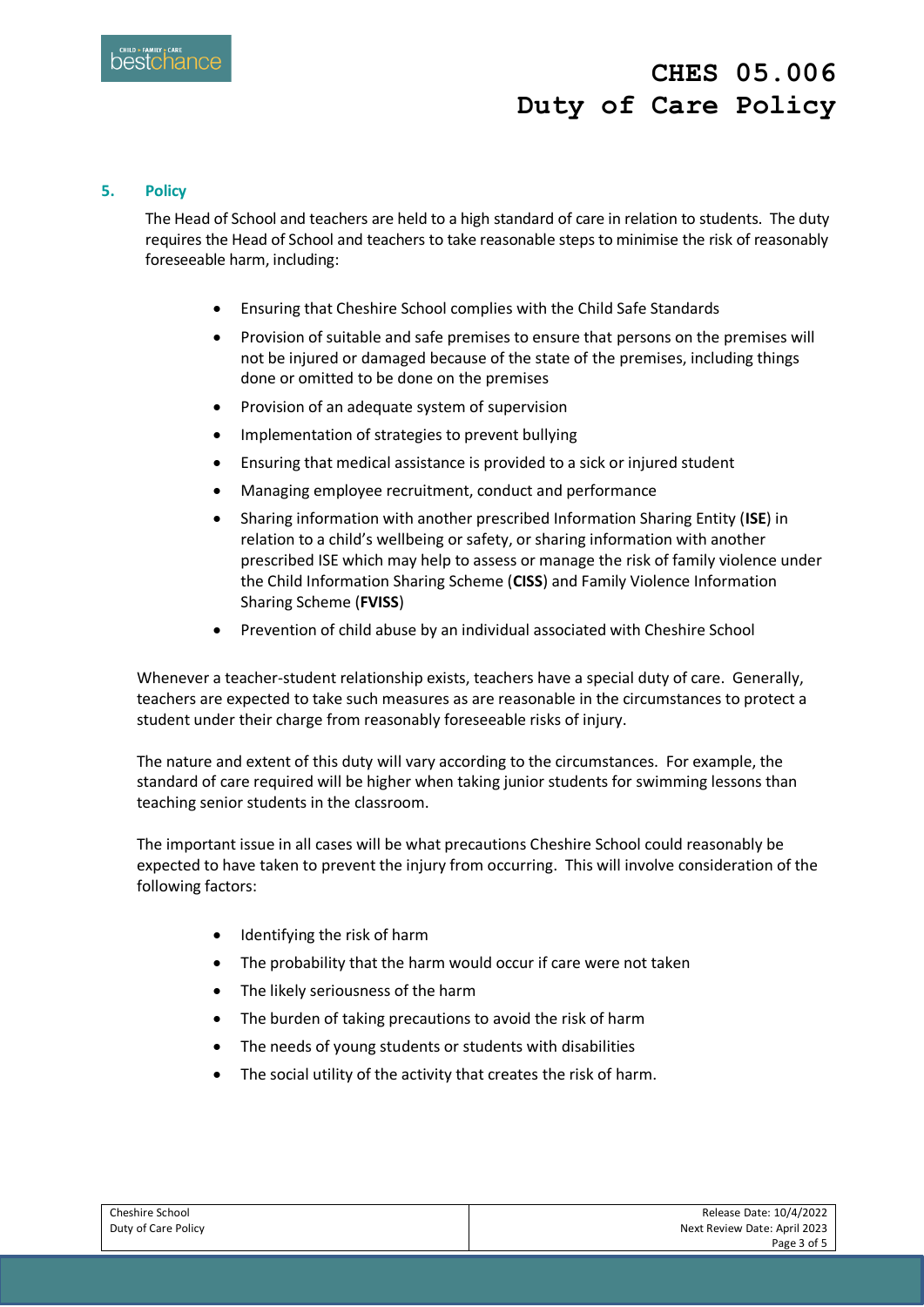## 5. Policy

The Head of School and teachers are held to a high standard of care in relation to students. The duty requires the Head of School and teachers to take reasonable steps to minimise the risk of reasonably foreseeable harm, including:

- Ensuring that Cheshire School complies with the Child Safe Standards
- Provision of suitable and safe premises to ensure that persons on the premises will not be injured or damaged because of the state of the premises, including things done or omitted to be done on the premises
- Provision of an adequate system of supervision
- Implementation of strategies to prevent bullying
- Ensuring that medical assistance is provided to a sick or injured student
- Managing employee recruitment, conduct and performance
- Sharing information with another prescribed Information Sharing Entity (**ISE**) in relation to a child's wellbeing or safety, or sharing information with another prescribed ISE which may help to assess or manage the risk of family violence under the Child Information Sharing Scheme (**CISS**) and Family Violence Information Sharing Scheme (**FVISS**)
- Prevention of child abuse by an individual associated with Cheshire School

Whenever a teacher-student relationship exists, teachers have a special duty of care. Generally, teachers are expected to take such measures as are reasonable in the circumstances to protect a student under their charge from reasonably foreseeable risks of injury.

The nature and extent of this duty will vary according to the circumstances. For example, the standard of care required will be higher when taking junior students for swimming lessons than teaching senior students in the classroom.

The important issue in all cases will be what precautions Cheshire School could reasonably be expected to have taken to prevent the injury from occurring. This will involve consideration of the following factors:

- Identifying the risk of harm
- The probability that the harm would occur if care were not taken
- The likely seriousness of the harm
- The burden of taking precautions to avoid the risk of harm
- The needs of young students or students with disabilities
- The social utility of the activity that creates the risk of harm.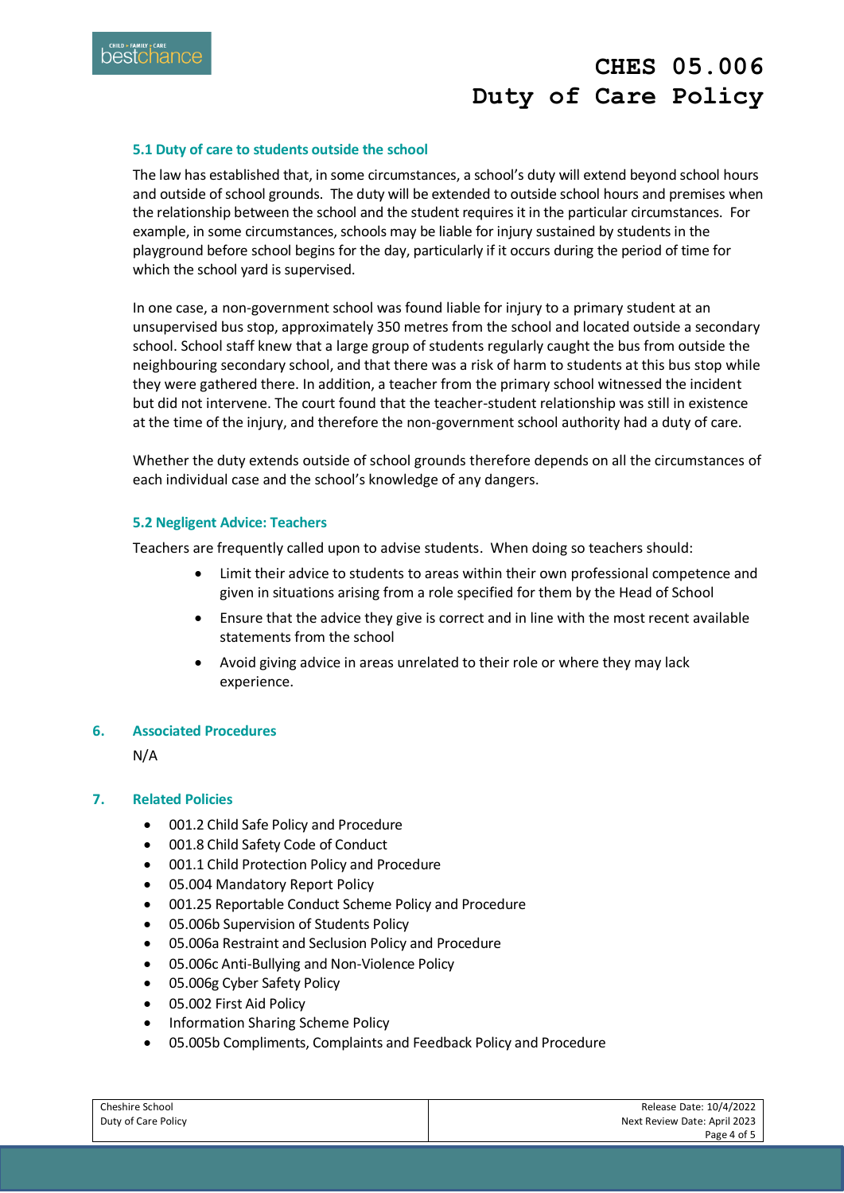### 5.1 Duty of care to students outside the school

The law has established that, in some circumstances, a school's duty will extend beyond school hours and outside of school grounds. The duty will be extended to outside school hours and premises when the relationship between the school and the student requires it in the particular circumstances. For example, in some circumstances, schools may be liable for injury sustained by students in the playground before school begins for the day, particularly if it occurs during the period of time for which the school yard is supervised.

In one case, a non-government school was found liable for injury to a primary student at an unsupervised bus stop, approximately 350 metres from the school and located outside a secondary school. School staff knew that a large group of students regularly caught the bus from outside the neighbouring secondary school, and that there was a risk of harm to students at this bus stop while they were gathered there. In addition, a teacher from the primary school witnessed the incident but did not intervene. The court found that the teacher-student relationship was still in existence at the time of the injury, and therefore the non-government school authority had a duty of care.

Whether the duty extends outside of school grounds therefore depends on all the circumstances of each individual case and the school's knowledge of any dangers.

### 5.2 Negligent Advice: Teachers

Teachers are frequently called upon to advise students. When doing so teachers should:

- Limit their advice to students to areas within their own professional competence and given in situations arising from a role specified for them by the Head of School
- Ensure that the advice they give is correct and in line with the most recent available statements from the school
- Avoid giving advice in areas unrelated to their role or where they may lack experience.

## 6. Associated Procedures

N/A

## 7. Related Policies

- 001.2 Child Safe Policy and Procedure
- 001.8 Child Safety Code of Conduct
- 001.1 Child Protection Policy and Procedure
- 05.004 Mandatory Report Policy
- 001.25 Reportable Conduct Scheme Policy and Procedure
- 05.006b Supervision of Students Policy
- 05.006a Restraint and Seclusion Policy and Procedure
- 05.006c Anti-Bullying and Non-Violence Policy
- 05.006g Cyber Safety Policy
- 05.002 First Aid Policy
- Information Sharing Scheme Policy
- 05.005b Compliments, Complaints and Feedback Policy and Procedure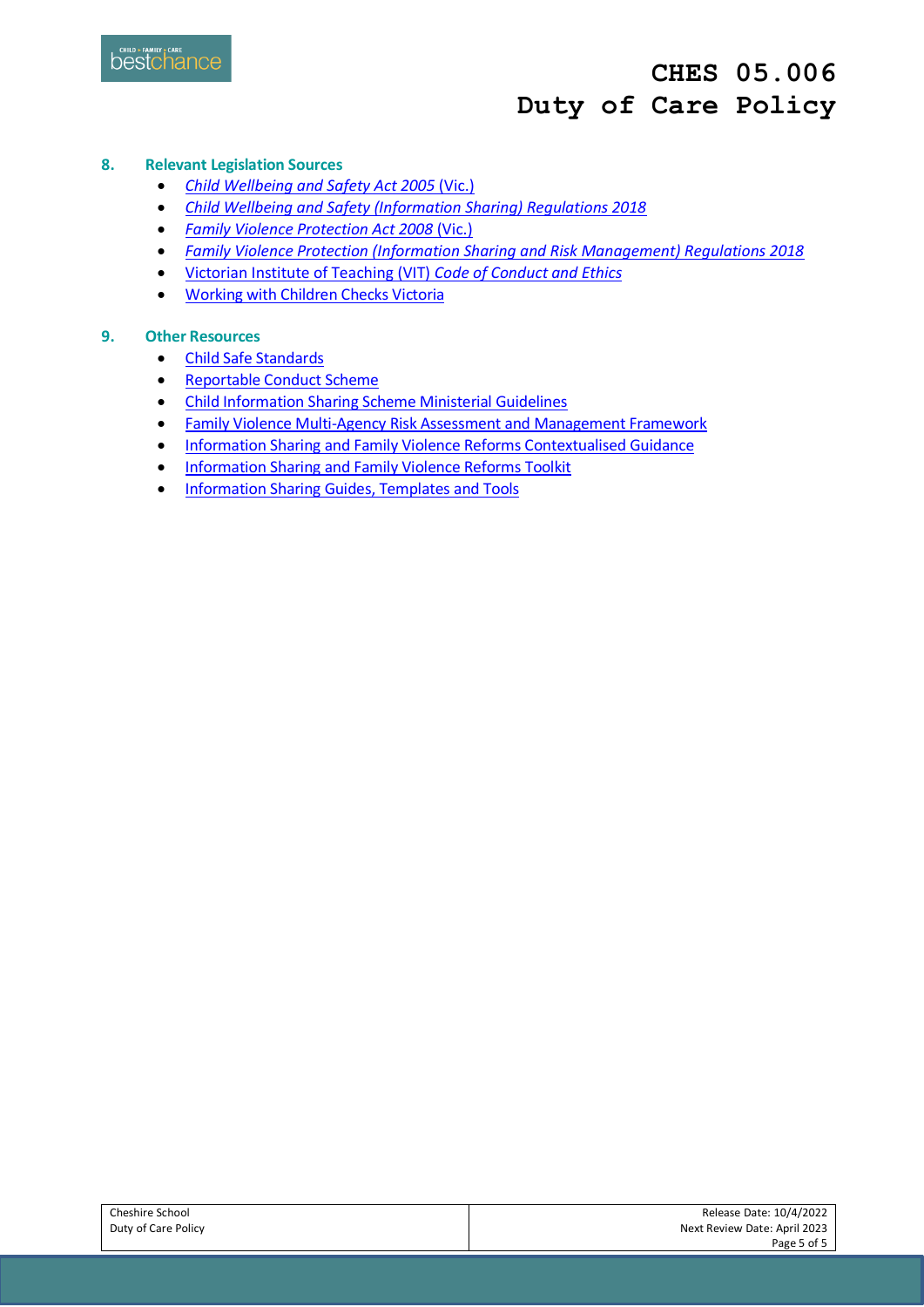## 8. Relevant Legislation Sources

- *Child Wellbeing and Safety Act 2005* (Vic.)
- *Child Wellbeing and Safety (Information Sharing) Regulations 2018*
- *Family Violence Protection Act 2008* (Vic.)
- *Family Violence Protection (Information Sharing and Risk Management) Regulations 2018*
- Victorian Institute of Teaching (VIT) *Code of Conduct and Ethics*
- Working with Children Checks Victoria

## 9. Other Resources

- Child Safe Standards
- Reportable Conduct Scheme
- Child Information Sharing Scheme Ministerial Guidelines
- Family Violence Multi-Agency Risk Assessment and Management Framework
- Information Sharing and Family Violence Reforms Contextualised Guidance
- Information Sharing and Family Violence Reforms Toolkit
- Information Sharing Guides, Templates and Tools